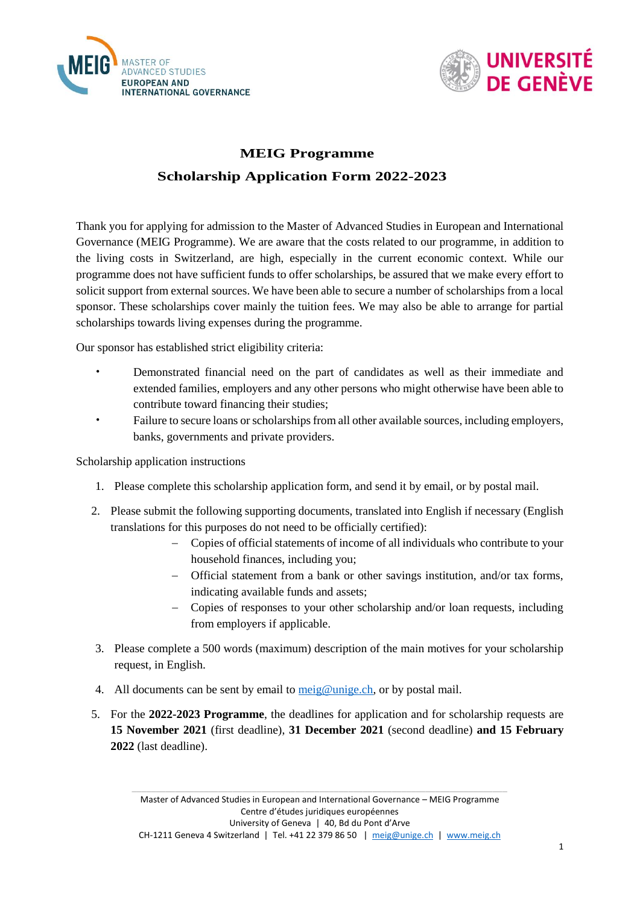MEIG MASTER OF ADVANCED STUDIES EUROPEAN AND INTERNATIONAL GOVERNANCE

UNIVERSITÉ DE GENÈVE

# MEIG Programme

## Scholarship Application Form 2022-2023

Thank you for applying for admission to the Master of Advanced Studies in European and International Governance (MEIG Programme). We are aware that the costs related to our programme, in addition to the living costs in Switzerland, are high, especially in the current economic context. While our programme does not have sufficient funds to offer scholarships, be assured that we make every effort to solicit support from external sources. We have been able to secure a number of scholarships from a local sponsor. These scholarships cover mainly the tuition fees. We may also be able to arrange for partial scholarships towards living expenses during the programme.

Our sponsor has established strict eligibility criteria:

- Demonstrated financial need on the part of candidates as well as their immediate and extended families, employers and any other persons who might otherwise have been able to contribute toward financing their studies;
- Failure to secure loans or scholarships from all other available sources, including employers, banks, governments and private providers.

Scholarship application instructions

1. Please complete this scholarship application form, and send it by email, or by postal mail.
2. Please submit the following supporting documents, translated into English if necessary (English translations for this purposes do not need to be officially certified):
   - Copies of official statements of income of all individuals who contribute to your household finances, including you;
   - Official statement from a bank or other savings institution, and/or tax forms, indicating available funds and assets;
   - Copies of responses to your other scholarship and/or loan requests, including from employers if applicable.
3. Please complete a 500 words (maximum) description of the main motives for your scholarship request, in English.
4. All documents can be sent by email to meig@unige.ch, or by postal mail.
5. For the **2022-2023 Programme**, the deadlines for application and for scholarship requests are **15 November 2021** (first deadline), **31 December 2021** (second deadline) **and 15 February 2022** (last deadline).

Master of Advanced Studies in European and International Governance – MEIG Programme
Centre d'études juridiques européennes
University of Geneva | 40, Bd du Pont d'Arve
CH-1211 Geneva 4 Switzerland | Tel. +41 22 379 86 50 | meig@unige.ch | www.meig.ch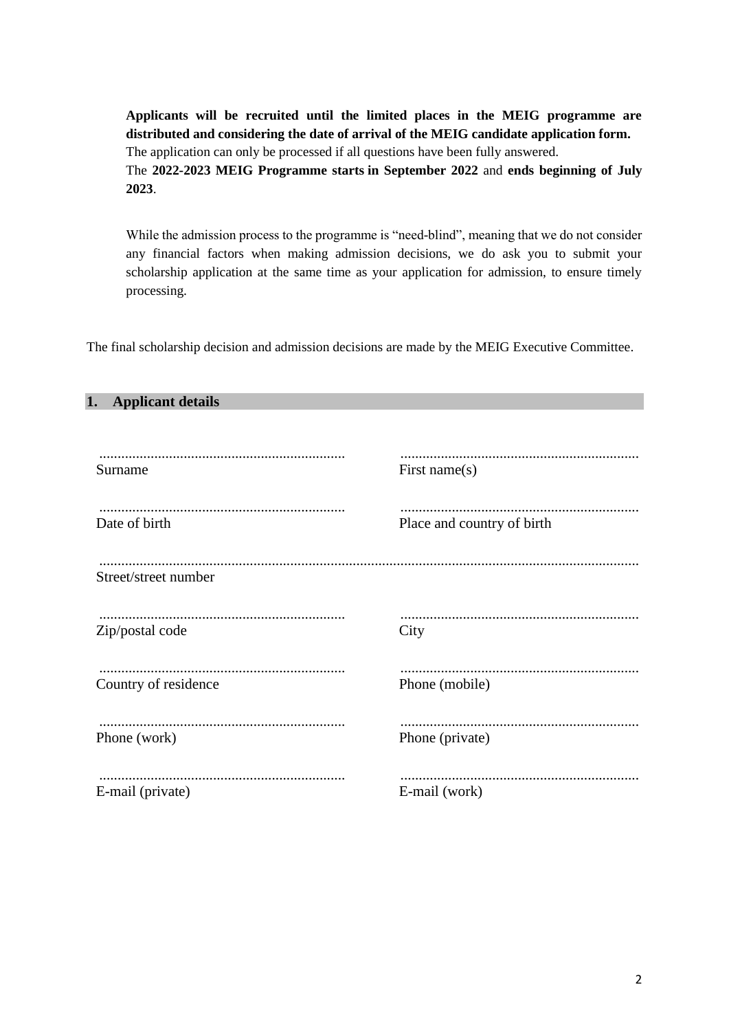**Applicants will be recruited until the limited places in the MEIG programme are distributed and considering the date of arrival of the MEIG candidate application form.**
The application can only be processed if all questions have been fully answered.
The **2022-2023 MEIG Programme starts in September 2022** and **ends beginning of July 2023**.

While the admission process to the programme is "need-blind", meaning that we do not consider any financial factors when making admission decisions, we do ask you to submit your scholarship application at the same time as your application for admission, to ensure timely processing.

The final scholarship decision and admission decisions are made by the MEIG Executive Committee.

## 1. Applicant details

| ................................................................... | ................................................................... |
|---|---|
| Surname | First name(s) |
| ................................................................... | ................................................................... |
| Date of birth | Place and country of birth |

...........................................................................................................................................
Street/street number

| ................................................................... | ................................................................... |
|---|---|
| Zip/postal code | City |
| ................................................................... | ................................................................... |
| Country of residence | Phone (mobile) |
| ................................................................... | ................................................................... |
| Phone (work) | Phone (private) |
| ................................................................... | ................................................................... |
| E-mail (private) | E-mail (work) |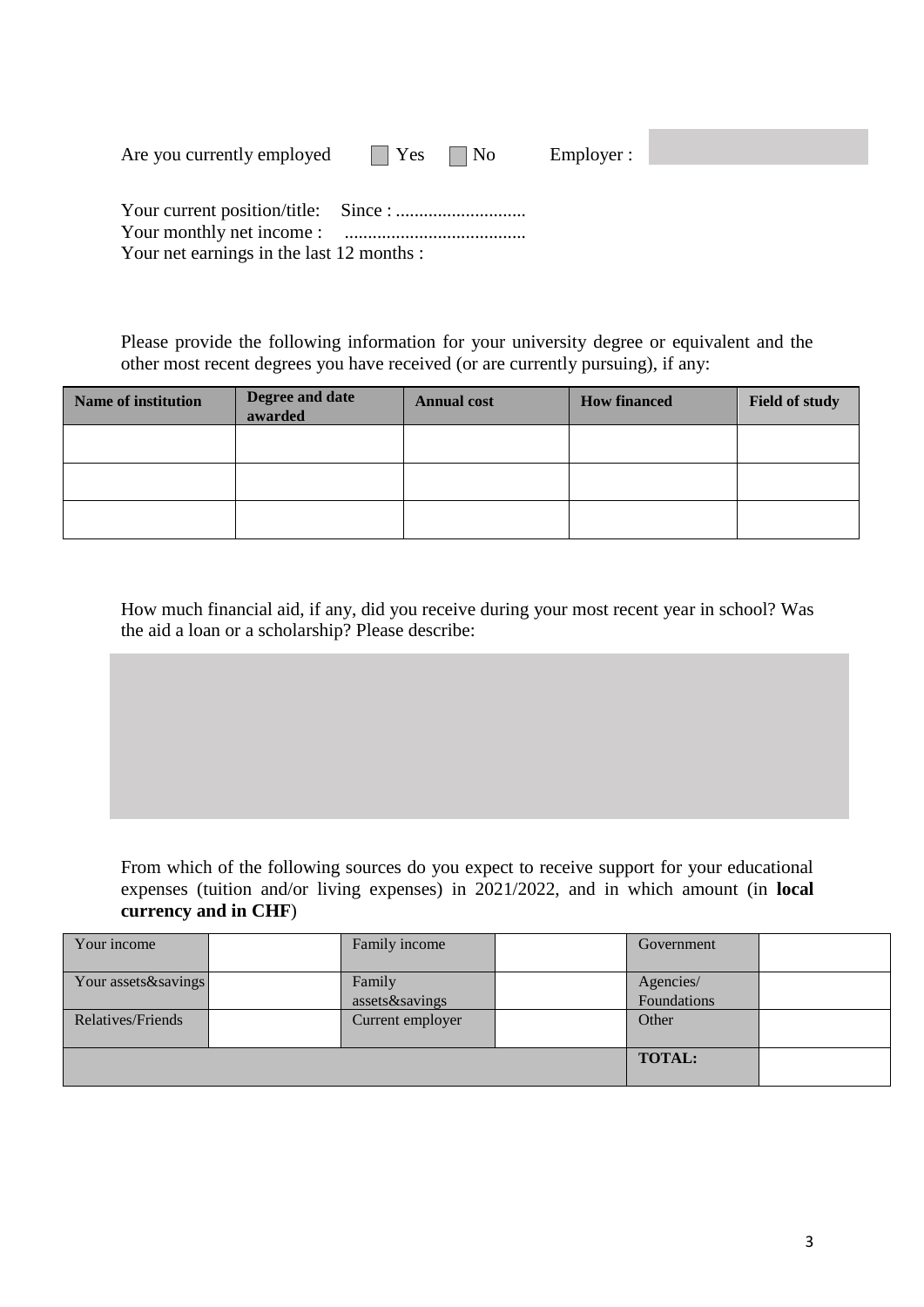Are you currently employed ☐ Yes ☐ No Employer :

Your current position/title: Since : ............................
Your monthly net income : .......................................
Your net earnings in the last 12 months :

Please provide the following information for your university degree or equivalent and the other most recent degrees you have received (or are currently pursuing), if any:

| Name of institution | Degree and date awarded | Annual cost | How financed | Field of study |
|---|---|---|---|---|
| | | | | |
| | | | | |
| | | | | |

How much financial aid, if any, did you receive during your most recent year in school? Was the aid a loan or a scholarship? Please describe:

From which of the following sources do you expect to receive support for your educational expenses (tuition and/or living expenses) in 2021/2022, and in which amount (in **local currency and in CHF**)

| Your income | | Family income | | Government | |
|---|---|---|---|---|---|
| Your assets&savings | | Family assets&savings | | Agencies/ Foundations | |
| Relatives/Friends | | Current employer | | Other | |
| | | | | **TOTAL:** | |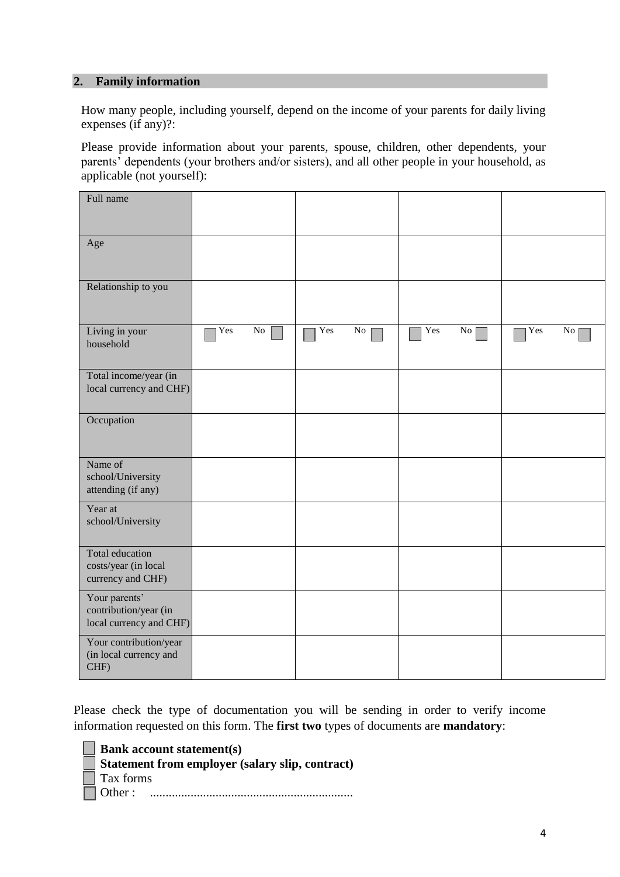## 2. Family information

How many people, including yourself, depend on the income of your parents for daily living expenses (if any)?:

Please provide information about your parents, spouse, children, other dependents, your parents' dependents (your brothers and/or sisters), and all other people in your household, as applicable (not yourself):

| Full name | | | | |
|---|---|---|---|---|
| Age | | | | |
| Relationship to you | | | | |
| Living in your household | ☐ Yes No ☐ | ☐ Yes No ☐ | ☐ Yes No ☐ | ☐ Yes No ☐ |
| Total income/year (in local currency and CHF) | | | | |
| Occupation | | | | |
| Name of school/University attending (if any) | | | | |
| Year at school/University | | | | |
| Total education costs/year (in local currency and CHF) | | | | |
| Your parents' contribution/year (in local currency and CHF) | | | | |
| Your contribution/year (in local currency and CHF) | | | | |

Please check the type of documentation you will be sending in order to verify income information requested on this form. The **first two** types of documents are **mandatory**:

- ☐ **Bank account statement(s)**
- ☐ **Statement from employer (salary slip, contract)**
- ☐ Tax forms
- ☐ Other : ................................................................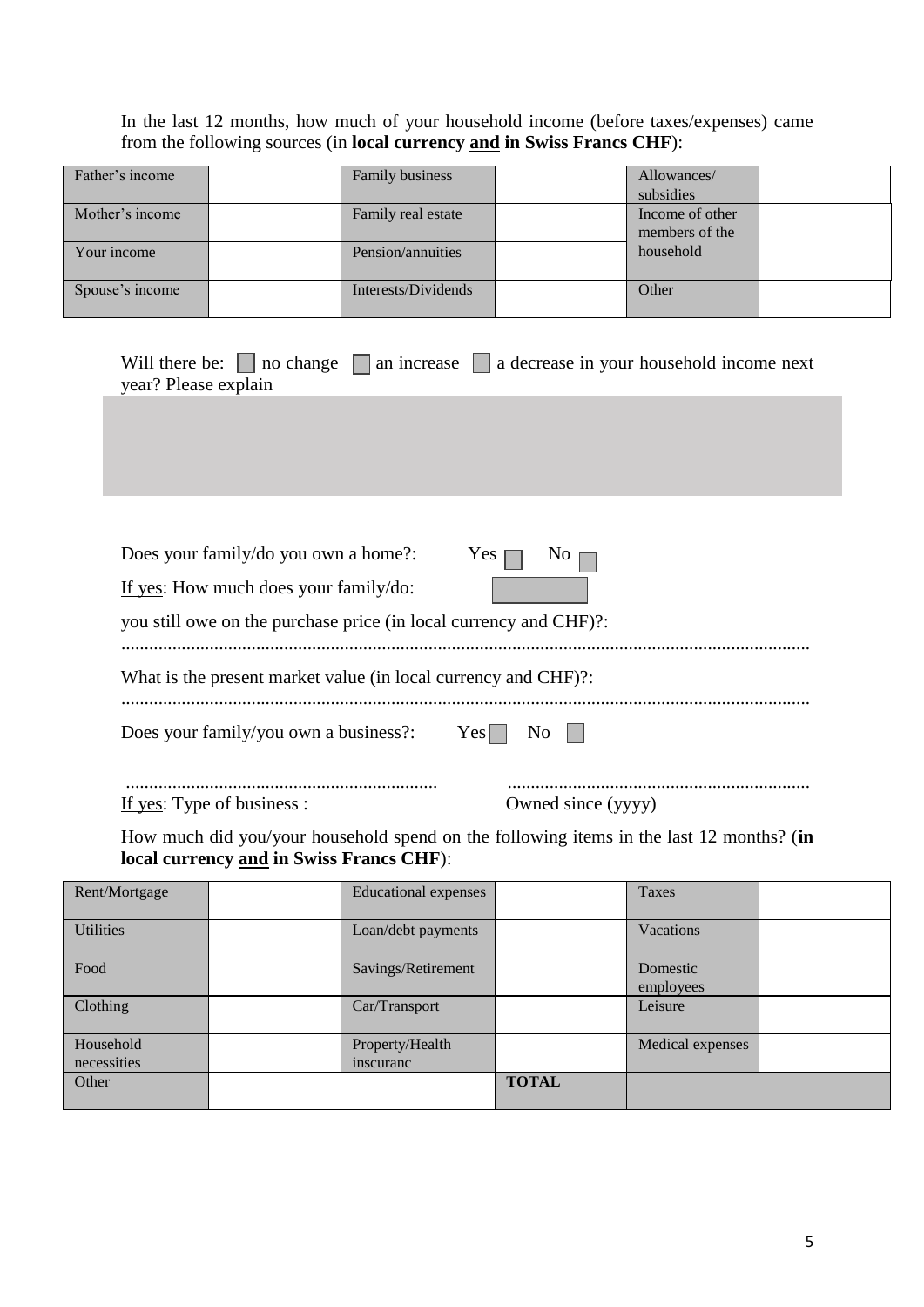In the last 12 months, how much of your household income (before taxes/expenses) came from the following sources (in **local currency and in Swiss Francs CHF**):

| Father's income | | Family business | | Allowances/ subsidies | |
|---|---|---|---|---|---|
| Mother's income | | Family real estate | | Income of other members of the household | |
| Your income | | Pension/annuities | | | |
| Spouse's income | | Interests/Dividends | | Other | |

Will there be: ☐ no change ☐ an increase ☐ a decrease in your household income next year? Please explain

Does your family/do you own a home?: Yes ☐ No ☐

If yes: How much does your family/do:

you still owe on the purchase price (in local currency and CHF)?:

.................................................................................................................................................

What is the present market value (in local currency and CHF)?:

.................................................................................................................................................

Does your family/you own a business?: Yes ☐ No ☐

.................................................................... ..................................................................

If yes: Type of business : Owned since (yyyy)

How much did you/your household spend on the following items in the last 12 months? (**in local currency and in Swiss Francs CHF**):

| Rent/Mortgage | | Educational expenses | | Taxes | |
|---|---|---|---|---|---|
| Utilities | | Loan/debt payments | | Vacations | |
| Food | | Savings/Retirement | | Domestic employees | |
| Clothing | | Car/Transport | | Leisure | |
| Household necessities | | Property/Health inscuranc | | Medical expenses | |
| Other | | | **TOTAL** | | |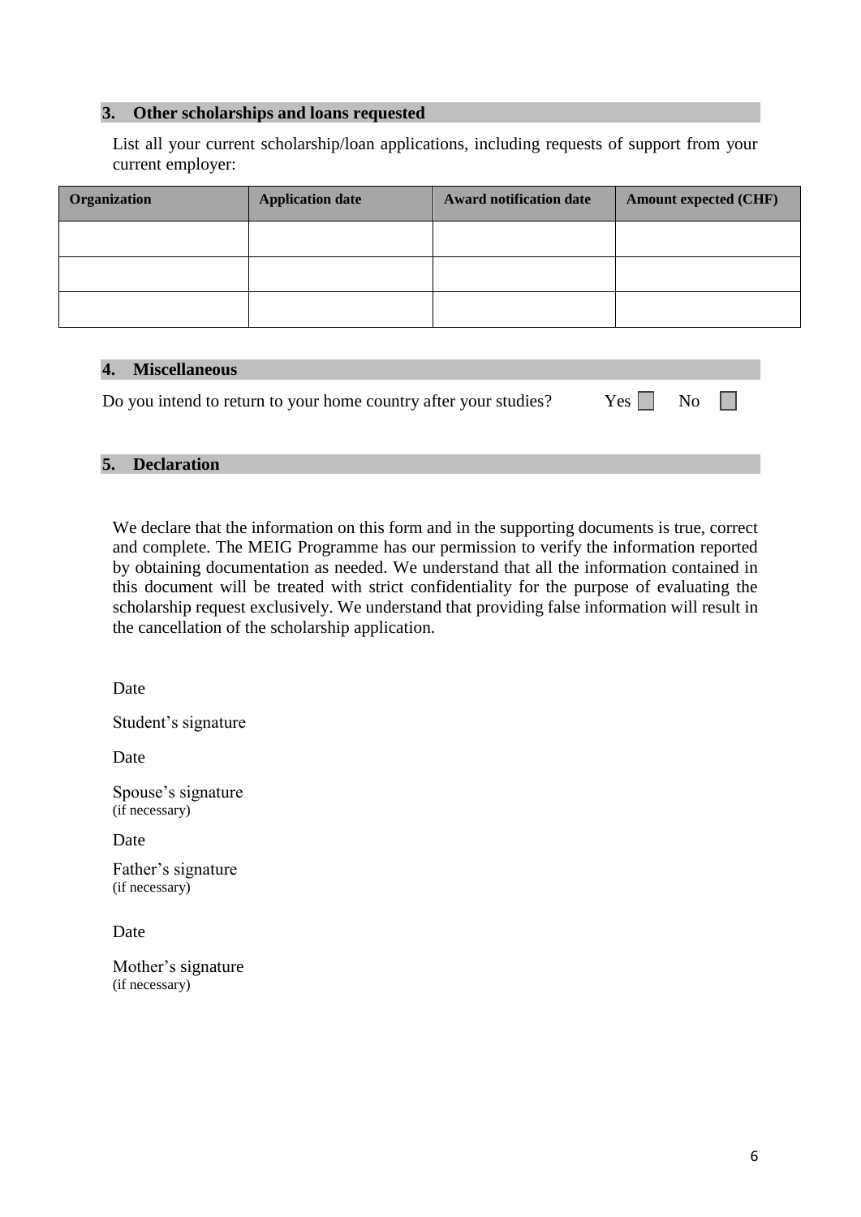## 3. Other scholarships and loans requested

List all your current scholarship/loan applications, including requests of support from your current employer:

| Organization | Application date | Award notification date | Amount expected (CHF) |
|---|---|---|---|
| | | | |
| | | | |
| | | | |

## 4. Miscellaneous

Do you intend to return to your home country after your studies? Yes ☐ No ☐

## 5. Declaration

We declare that the information on this form and in the supporting documents is true, correct and complete. The MEIG Programme has our permission to verify the information reported by obtaining documentation as needed. We understand that all the information contained in this document will be treated with strict confidentiality for the purpose of evaluating the scholarship request exclusively. We understand that providing false information will result in the cancellation of the scholarship application.

Date

Student's signature

Date

Spouse's signature
(if necessary)

Date

Father's signature
(if necessary)

Date

Mother's signature
(if necessary)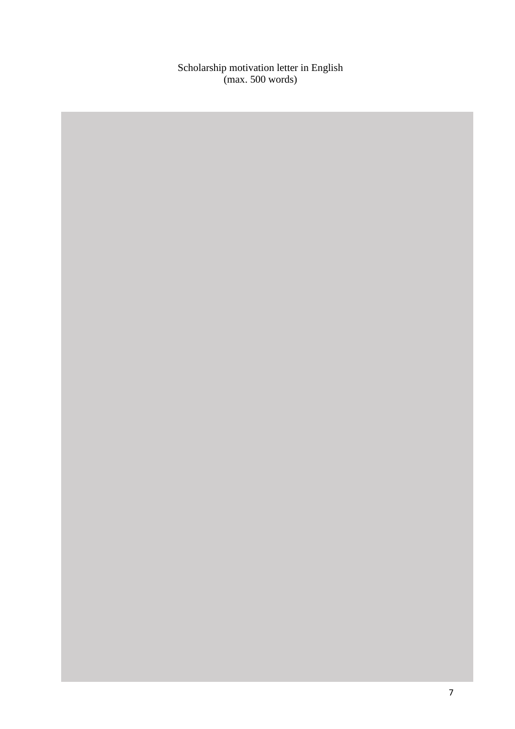Scholarship motivation letter in English
(max. 500 words)